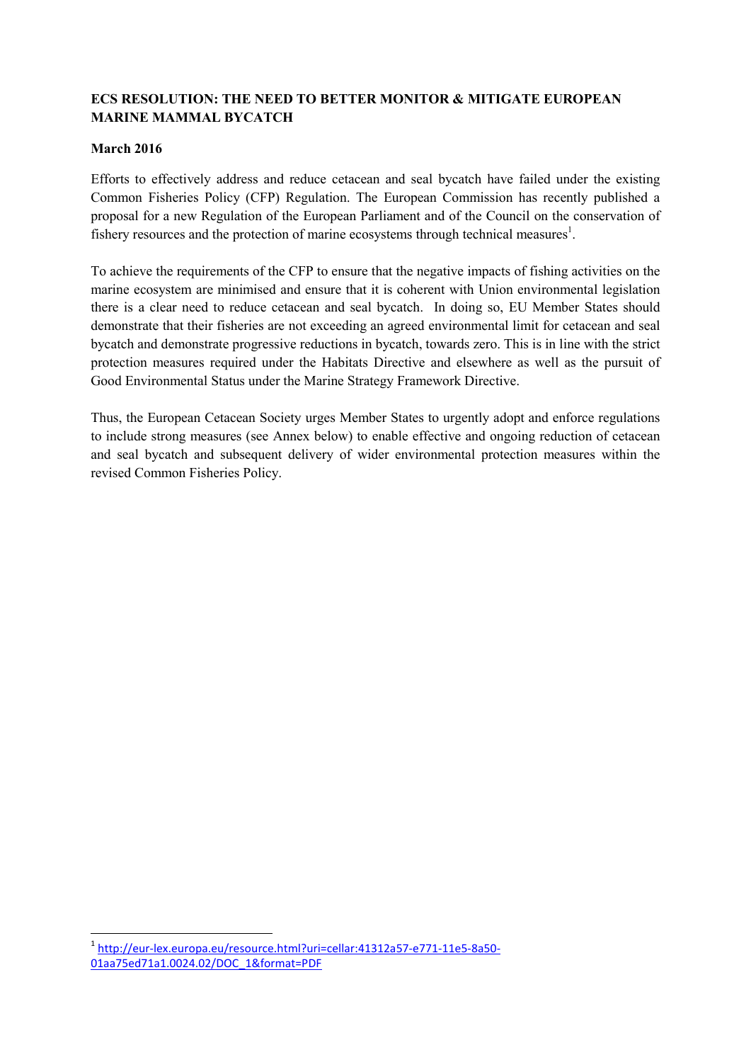**ECS RESOLUTION: THE NEED TO BETTER MONITOR & MITIGATE EUROPEAN MARINE MAMMAL BYCATCH**

**March 2016**

Efforts to effectively address and reduce cetacean and seal bycatch have failed under the existing Common Fisheries Policy (CFP) Regulation. The European Commission has recently published a proposal for a new Regulation of the European Parliament and of the Council on the conservation of fishery resources and the protection of marine ecosystems through technical measures[1].

To achieve the requirements of the CFP to ensure that the negative impacts of fishing activities on the marine ecosystem are minimised and ensure that it is coherent with Union environmental legislation there is a clear need to reduce cetacean and seal bycatch. In doing so, EU Member States should demonstrate that their fisheries are not exceeding an agreed environmental limit for cetacean and seal bycatch and demonstrate progressive reductions in bycatch, towards zero. This is in line with the strict protection measures required under the Habitats Directive and elsewhere as well as the pursuit of Good Environmental Status under the Marine Strategy Framework Directive.

Thus, the European Cetacean Society urges Member States to urgently adopt and enforce regulations to include strong measures (see Annex below) to enable effective and ongoing reduction of cetacean and seal bycatch and subsequent delivery of wider environmental protection measures within the revised Common Fisheries Policy.

---

[1] http://eur-lex.europa.eu/resource.html?uri=cellar:41312a57-e771-11e5-8a50-01aa75ed71a1.0024.02/DOC_1&format=PDF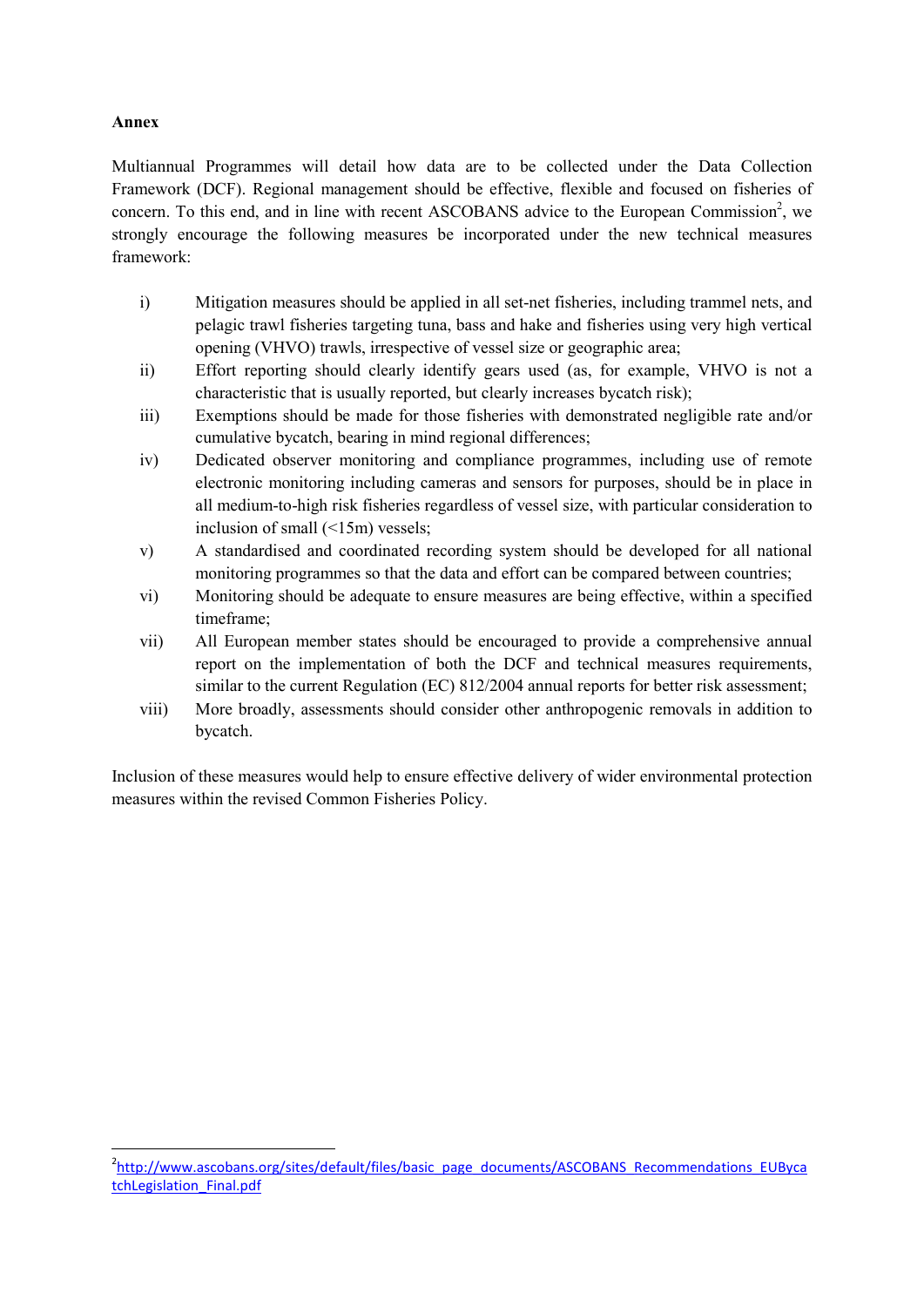**Annex**

Multiannual Programmes will detail how data are to be collected under the Data Collection Framework (DCF). Regional management should be effective, flexible and focused on fisheries of concern. To this end, and in line with recent ASCOBANS advice to the European Commission[2], we strongly encourage the following measures be incorporated under the new technical measures framework:

i) Mitigation measures should be applied in all set-net fisheries, including trammel nets, and pelagic trawl fisheries targeting tuna, bass and hake and fisheries using very high vertical opening (VHVO) trawls, irrespective of vessel size or geographic area;

ii) Effort reporting should clearly identify gears used (as, for example, VHVO is not a characteristic that is usually reported, but clearly increases bycatch risk);

iii) Exemptions should be made for those fisheries with demonstrated negligible rate and/or cumulative bycatch, bearing in mind regional differences;

iv) Dedicated observer monitoring and compliance programmes, including use of remote electronic monitoring including cameras and sensors for purposes, should be in place in all medium-to-high risk fisheries regardless of vessel size, with particular consideration to inclusion of small (<15m) vessels;

v) A standardised and coordinated recording system should be developed for all national monitoring programmes so that the data and effort can be compared between countries;

vi) Monitoring should be adequate to ensure measures are being effective, within a specified timeframe;

vii) All European member states should be encouraged to provide a comprehensive annual report on the implementation of both the DCF and technical measures requirements, similar to the current Regulation (EC) 812/2004 annual reports for better risk assessment;

viii) More broadly, assessments should consider other anthropogenic removals in addition to bycatch.

Inclusion of these measures would help to ensure effective delivery of wider environmental protection measures within the revised Common Fisheries Policy.

---

[2] http://www.ascobans.org/sites/default/files/basic_page_documents/ASCOBANS_Recommendations_EUBycatchLegislation_Final.pdf